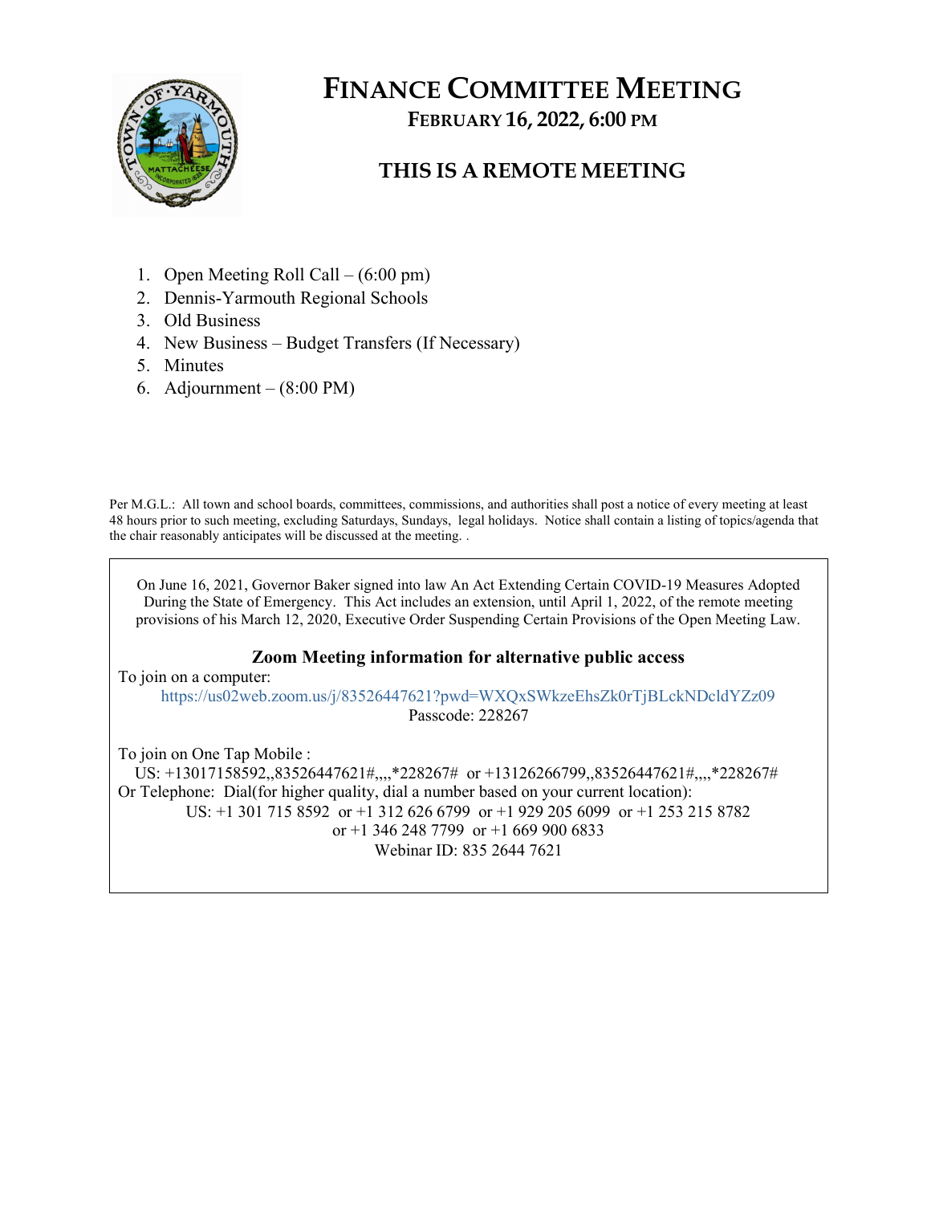# FINANCE COMMITTEE MEETING

## FEBRUARY 16, 2022, 6:00 PM

## THIS IS A REMOTE MEETING

1. Open Meeting Roll Call – (6:00 pm)
2. Dennis-Yarmouth Regional Schools
3. Old Business
4. New Business – Budget Transfers (If Necessary)
5. Minutes
6. Adjournment – (8:00 PM)

Per M.G.L.: All town and school boards, committees, commissions, and authorities shall post a notice of every meeting at least 48 hours prior to such meeting, excluding Saturdays, Sundays, legal holidays. Notice shall contain a listing of topics/agenda that the chair reasonably anticipates will be discussed at the meeting. .

On June 16, 2021, Governor Baker signed into law An Act Extending Certain COVID-19 Measures Adopted During the State of Emergency. This Act includes an extension, until April 1, 2022, of the remote meeting provisions of his March 12, 2020, Executive Order Suspending Certain Provisions of the Open Meeting Law.

**Zoom Meeting information for alternative public access**

To join on a computer:

https://us02web.zoom.us/j/83526447621?pwd=WXQxSWkzeEhsZk0rTjBLckNDcldYZz09

Passcode: 228267

To join on One Tap Mobile :

US: +13017158592,,83526447621#,,,,*228267# or +13126266799,,83526447621#,,,,*228267#

Or Telephone: Dial(for higher quality, dial a number based on your current location):

US: +1 301 715 8592 or +1 312 626 6799 or +1 929 205 6099 or +1 253 215 8782 or +1 346 248 7799 or +1 669 900 6833

Webinar ID: 835 2644 7621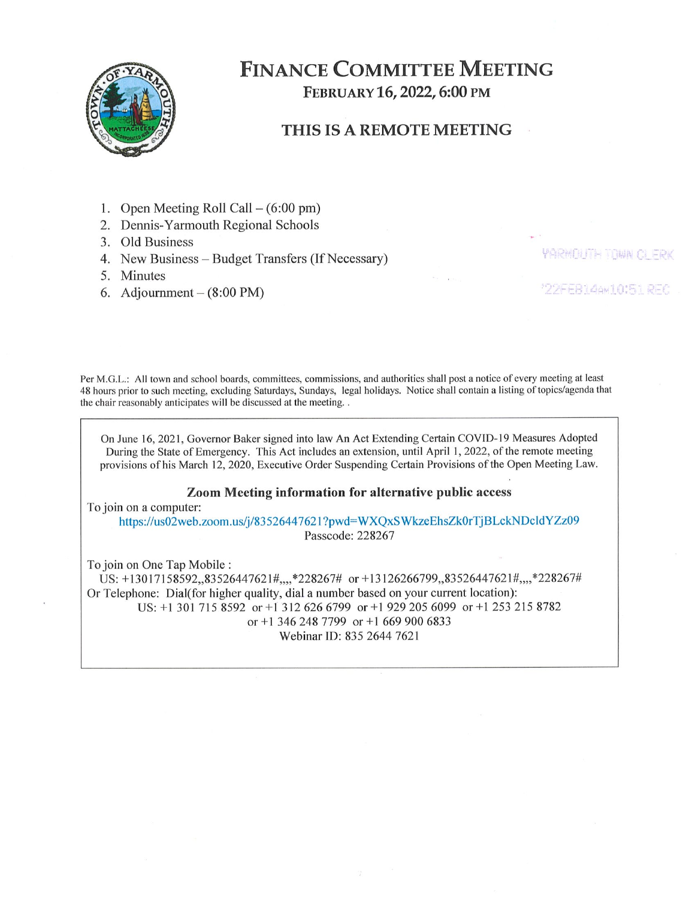# FINANCE COMMITTEE MEETING

## FEBRUARY 16, 2022, 6:00 PM

## THIS IS A REMOTE MEETING

1. Open Meeting Roll Call – (6:00 pm)
2. Dennis-Yarmouth Regional Schools
3. Old Business
4. New Business – Budget Transfers (If Necessary)
5. Minutes
6. Adjournment – (8:00 PM)

YARMOUTH TOWN CLERK

'22FEB14AM10:51 REC

Per M.G.L.: All town and school boards, committees, commissions, and authorities shall post a notice of every meeting at least 48 hours prior to such meeting, excluding Saturdays, Sundays, legal holidays. Notice shall contain a listing of topics/agenda that the chair reasonably anticipates will be discussed at the meeting. .

On June 16, 2021, Governor Baker signed into law An Act Extending Certain COVID-19 Measures Adopted During the State of Emergency. This Act includes an extension, until April 1, 2022, of the remote meeting provisions of his March 12, 2020, Executive Order Suspending Certain Provisions of the Open Meeting Law.

**Zoom Meeting information for alternative public access**

To join on a computer:

https://us02web.zoom.us/j/83526447621?pwd=WXQxSWkzeEhsZk0rTjBLckNDcldYZz09

Passcode: 228267

To join on One Tap Mobile :

US: +13017158592,,83526447621#,,,,*228267# or +13126266799,,83526447621#,,,,*228267#

Or Telephone: Dial(for higher quality, dial a number based on your current location):

US: +1 301 715 8592 or +1 312 626 6799 or +1 929 205 6099 or +1 253 215 8782 or +1 346 248 7799 or +1 669 900 6833

Webinar ID: 835 2644 7621